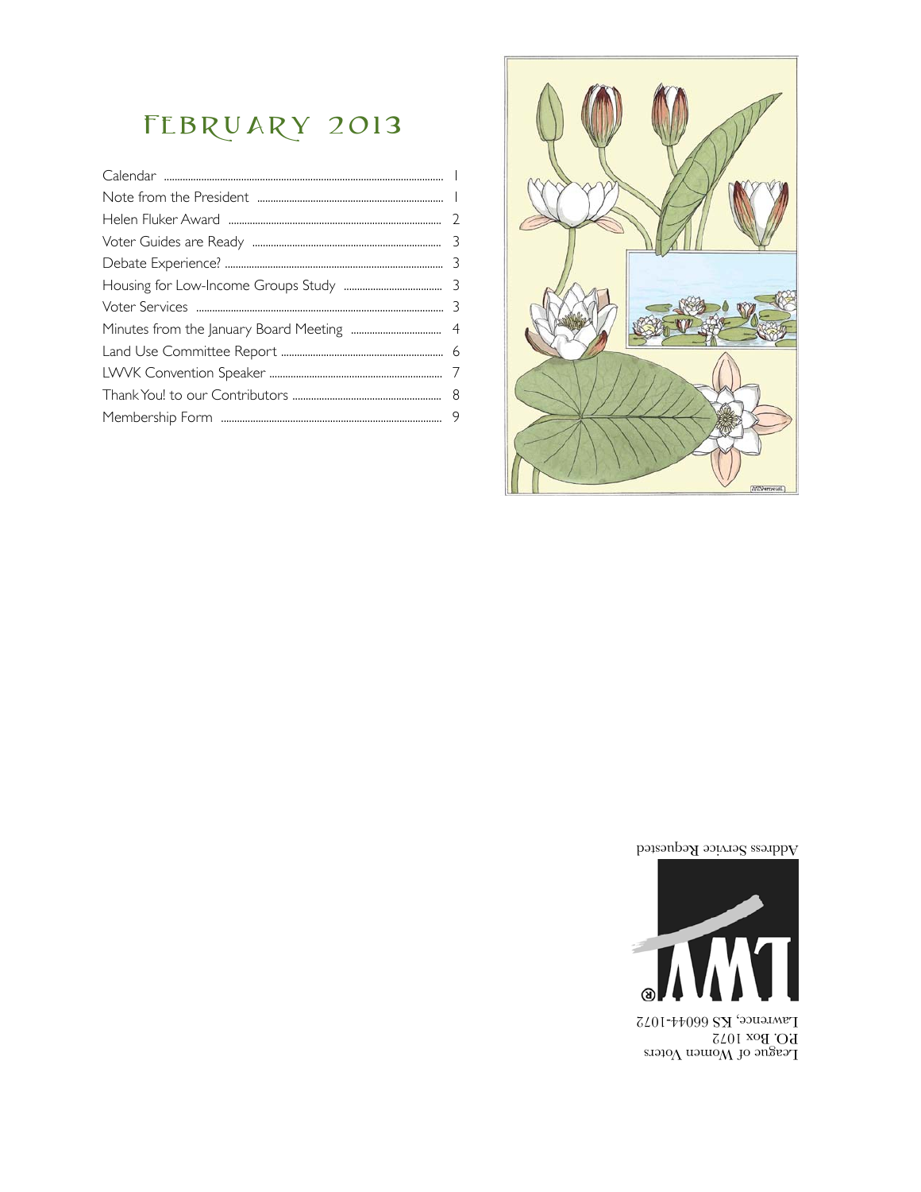# February 2013

| | |
|---|---|
| Calendar | 1 |
| Note from the President | 1 |
| Helen Fluker Award | 2 |
| Voter Guides are Ready | 3 |
| Debate Experience? | 3 |
| Housing for Low-Income Groups Study | 3 |
| Voter Services | 3 |
| Minutes from the January Board Meeting | 4 |
| Land Use Committee Report | 6 |
| LWVK Convention Speaker | 7 |
| Thank You! to our Contributors | 8 |
| Membership Form | 9 |

Address Service Requested

League of Women Voters
P.O. Box 1072
Lawrence, KS 66044-1072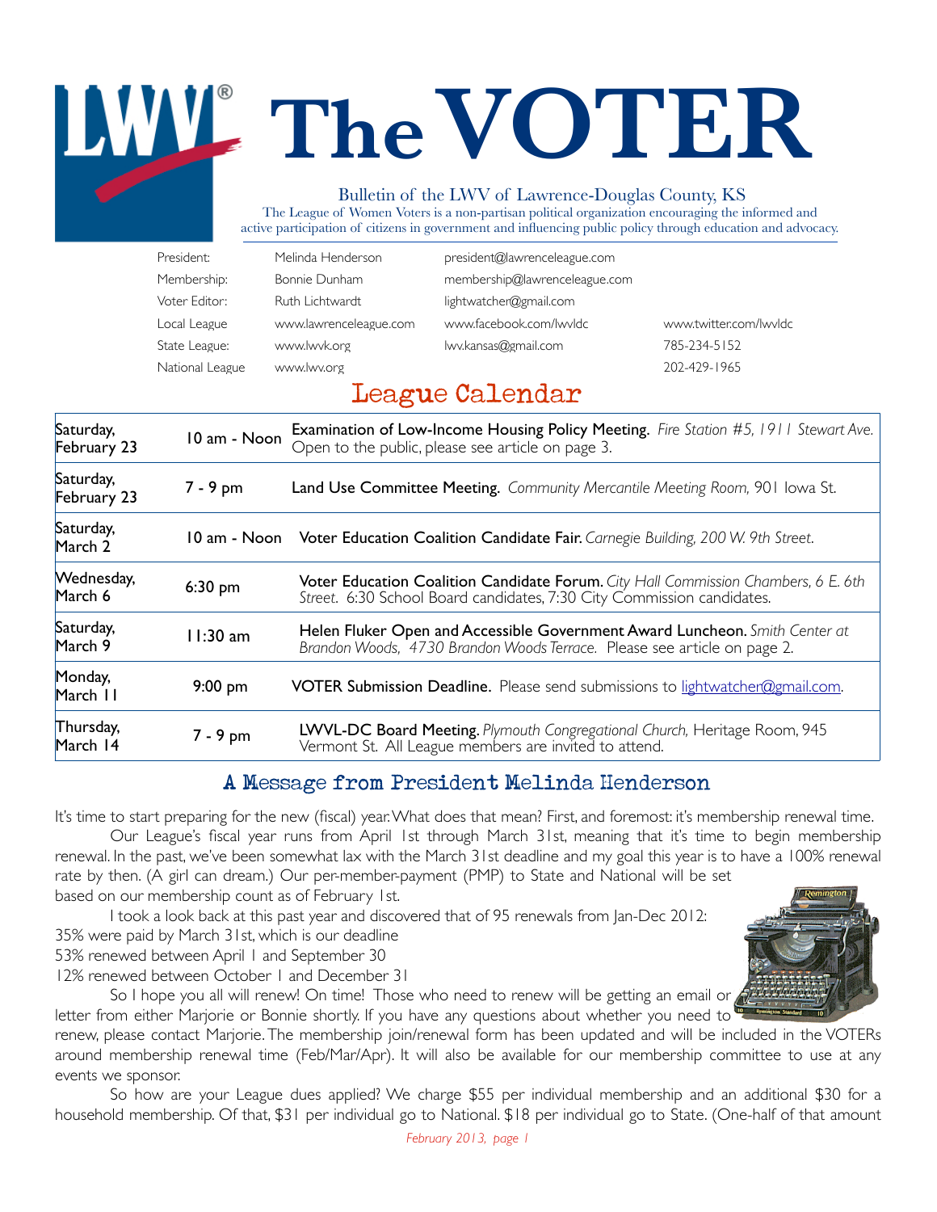# The VOTER

Bulletin of the LWV of Lawrence-Douglas County, KS

The League of Women Voters is a non-partisan political organization encouraging the informed and active participation of citizens in government and influencing public policy through education and advocacy.

| | | | |
|---|---|---|---|
| President: | Melinda Henderson | president@lawrenceleague.com | |
| Membership: | Bonnie Dunham | membership@lawrenceleague.com | |
| Voter Editor: | Ruth Lichtwardt | lightwatcher@gmail.com | |
| Local League | www.lawrenceleague.com | www.facebook.com/lwvldc | www.twitter.com/lwvldc |
| State League: | www.lwvk.org | lwv.kansas@gmail.com | 785-234-5152 |
| National League | www.lwv.org | | 202-429-1965 |

## League Calendar

| | | |
|---|---|---|
| Saturday, February 23 | 10 am - Noon | **Examination of Low-Income Housing Policy Meeting.** *Fire Station #5, 1911 Stewart Ave.* Open to the public, please see article on page 3. |
| Saturday, February 23 | 7 - 9 pm | **Land Use Committee Meeting.** *Community Mercantile Meeting Room,* 901 Iowa St. |
| Saturday, March 2 | 10 am - Noon | **Voter Education Coalition Candidate Fair.** *Carnegie Building, 200 W. 9th Street.* |
| Wednesday, March 6 | 6:30 pm | **Voter Education Coalition Candidate Forum.** *City Hall Commission Chambers, 6 E. 6th Street.* 6:30 School Board candidates, 7:30 City Commission candidates. |
| Saturday, March 9 | 11:30 am | **Helen Fluker Open and Accessible Government Award Luncheon.** *Smith Center at Brandon Woods, 4730 Brandon Woods Terrace.* Please see article on page 2. |
| Monday, March 11 | 9:00 pm | **VOTER Submission Deadline.** Please send submissions to lightwatcher@gmail.com. |
| Thursday, March 14 | 7 - 9 pm | **LWVL-DC Board Meeting.** *Plymouth Congregational Church,* Heritage Room, 945 Vermont St. All League members are invited to attend. |

## A Message from President Melinda Henderson

It's time to start preparing for the new (fiscal) year. What does that mean? First, and foremost: it's membership renewal time.

Our League's fiscal year runs from April 1st through March 31st, meaning that it's time to begin membership renewal. In the past, we've been somewhat lax with the March 31st deadline and my goal this year is to have a 100% renewal rate by then. (A girl can dream.) Our per-member-payment (PMP) to State and National will be set based on our membership count as of February 1st.

I took a look back at this past year and discovered that of 95 renewals from Jan-Dec 2012:
35% were paid by March 31st, which is our deadline
53% renewed between April 1 and September 30
12% renewed between October 1 and December 31

So I hope you all will renew! On time! Those who need to renew will be getting an email or letter from either Marjorie or Bonnie shortly. If you have any questions about whether you need to renew, please contact Marjorie. The membership join/renewal form has been updated and will be included in the VOTERs around membership renewal time (Feb/Mar/Apr). It will also be available for our membership committee to use at any events we sponsor.

So how are your League dues applied? We charge $55 per individual membership and an additional $30 for a household membership. Of that, $31 per individual go to National. $18 per individual go to State. (One-half of that amount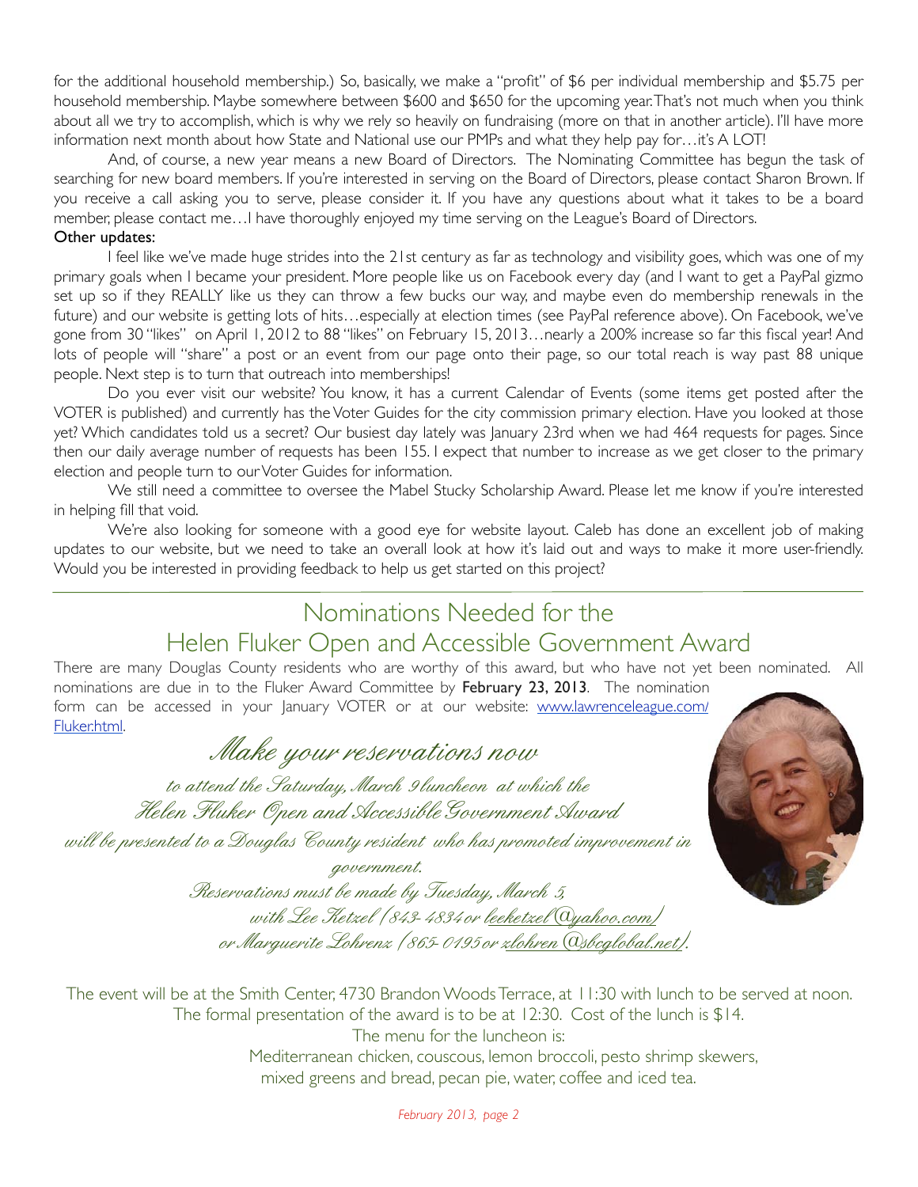for the additional household membership.) So, basically, we make a "profit" of $6 per individual membership and $5.75 per household membership. Maybe somewhere between $600 and $650 for the upcoming year. That's not much when you think about all we try to accomplish, which is why we rely so heavily on fundraising (more on that in another article). I'll have more information next month about how State and National use our PMPs and what they help pay for…it's A LOT!

And, of course, a new year means a new Board of Directors. The Nominating Committee has begun the task of searching for new board members. If you're interested in serving on the Board of Directors, please contact Sharon Brown. If you receive a call asking you to serve, please consider it. If you have any questions about what it takes to be a board member, please contact me…I have thoroughly enjoyed my time serving on the League's Board of Directors.

**Other updates:**

I feel like we've made huge strides into the 21st century as far as technology and visibility goes, which was one of my primary goals when I became your president. More people like us on Facebook every day (and I want to get a PayPal gizmo set up so if they REALLY like us they can throw a few bucks our way, and maybe even do membership renewals in the future) and our website is getting lots of hits…especially at election times (see PayPal reference above). On Facebook, we've gone from 30 "likes" on April 1, 2012 to 88 "likes" on February 15, 2013…nearly a 200% increase so far this fiscal year! And lots of people will "share" a post or an event from our page onto their page, so our total reach is way past 88 unique people. Next step is to turn that outreach into memberships!

Do you ever visit our website? You know, it has a current Calendar of Events (some items get posted after the VOTER is published) and currently has the Voter Guides for the city commission primary election. Have you looked at those yet? Which candidates told us a secret? Our busiest day lately was January 23rd when we had 464 requests for pages. Since then our daily average number of requests has been 155. I expect that number to increase as we get closer to the primary election and people turn to our Voter Guides for information.

We still need a committee to oversee the Mabel Stucky Scholarship Award. Please let me know if you're interested in helping fill that void.

We're also looking for someone with a good eye for website layout. Caleb has done an excellent job of making updates to our website, but we need to take an overall look at how it's laid out and ways to make it more user-friendly. Would you be interested in providing feedback to help us get started on this project?

---

## Nominations Needed for the Helen Fluker Open and Accessible Government Award

There are many Douglas County residents who are worthy of this award, but who have not yet been nominated. All nominations are due in to the Fluker Award Committee by **February 23, 2013**. The nomination form can be accessed in your January VOTER or at our website: www.lawrenceleague.com/Fluker.html.

### *Make your reservations now*

*to attend the Saturday, March 9 luncheon at which the Helen Fluker Open and Accessible Government Award will be presented to a Douglas County resident who has promoted improvement in government.*

*Reservations must be made by Tuesday, March 5, with Lee Ketzel (843-4834 or leeketzel@yahoo.com) or Marguerite Lohrenz (865-0195 or zlohren@sbcglobal.net).*

The event will be at the Smith Center, 4730 Brandon Woods Terrace, at 11:30 with lunch to be served at noon. The formal presentation of the award is to be at 12:30. Cost of the lunch is $14.

The menu for the luncheon is:

Mediterranean chicken, couscous, lemon broccoli, pesto shrimp skewers, mixed greens and bread, pecan pie, water, coffee and iced tea.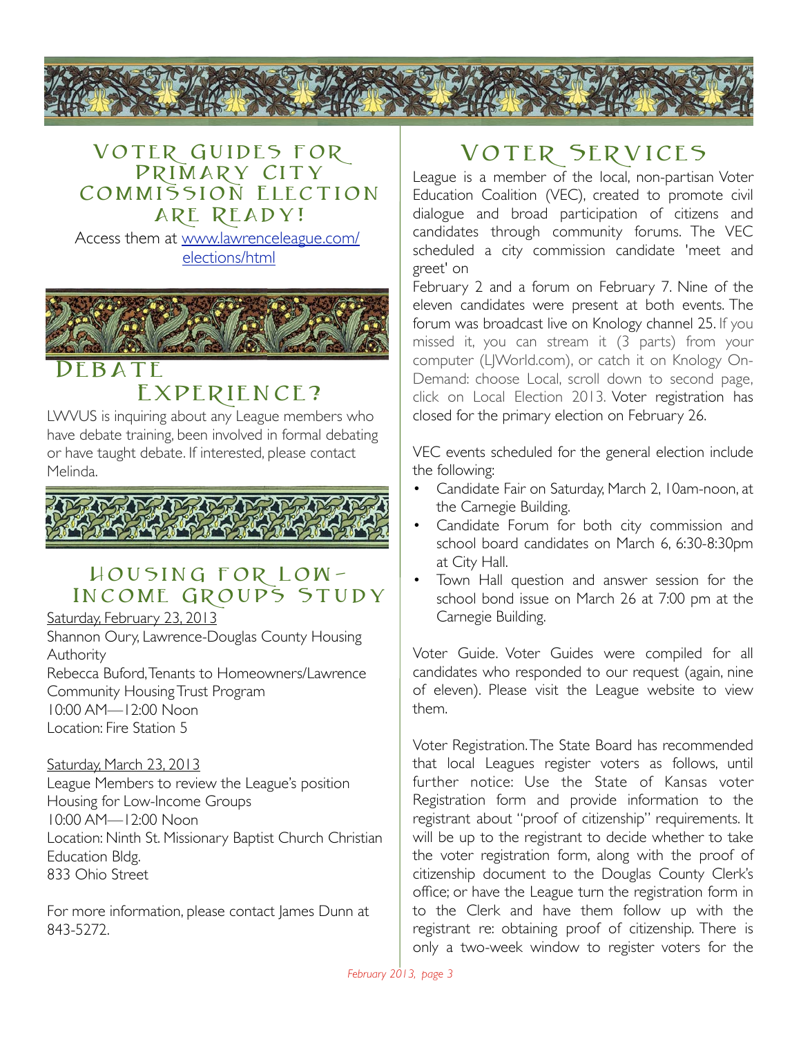## Voter Guides for Primary City Commission Election are Ready!

Access them at [www.lawrenceleague.com/elections/html](www.lawrenceleague.com/elections/html)

## Debate Experience?

LWVUS is inquiring about any League members who have debate training, been involved in formal debating or have taught debate. If interested, please contact Melinda.

## Housing for Low-Income Groups Study

Saturday, February 23, 2013
Shannon Oury, Lawrence-Douglas County Housing Authority
Rebecca Buford, Tenants to Homeowners/Lawrence Community Housing Trust Program
10:00 AM—12:00 Noon
Location: Fire Station 5

Saturday, March 23, 2013
League Members to review the League's position Housing for Low-Income Groups
10:00 AM—12:00 Noon
Location: Ninth St. Missionary Baptist Church Christian Education Bldg.
833 Ohio Street

For more information, please contact James Dunn at 843-5272.

## Voter Services

League is a member of the local, non-partisan Voter Education Coalition (VEC), created to promote civil dialogue and broad participation of citizens and candidates through community forums. The VEC scheduled a city commission candidate 'meet and greet' on
February 2 and a forum on February 7. Nine of the eleven candidates were present at both events. The forum was broadcast live on Knology channel 25. If you missed it, you can stream it (3 parts) from your computer (LJWorld.com), or catch it on Knology On-Demand: choose Local, scroll down to second page, click on Local Election 2013. Voter registration has closed for the primary election on February 26.

VEC events scheduled for the general election include the following:

- Candidate Fair on Saturday, March 2, 10am-noon, at the Carnegie Building.
- Candidate Forum for both city commission and school board candidates on March 6, 6:30-8:30pm at City Hall.
- Town Hall question and answer session for the school bond issue on March 26 at 7:00 pm at the Carnegie Building.

Voter Guide. Voter Guides were compiled for all candidates who responded to our request (again, nine of eleven). Please visit the League website to view them.

Voter Registration. The State Board has recommended that local Leagues register voters as follows, until further notice: Use the State of Kansas voter Registration form and provide information to the registrant about "proof of citizenship" requirements. It will be up to the registrant to decide whether to take the voter registration form, along with the proof of citizenship document to the Douglas County Clerk's office; or have the League turn the registration form in to the Clerk and have them follow up with the registrant re: obtaining proof of citizenship. There is only a two-week window to register voters for the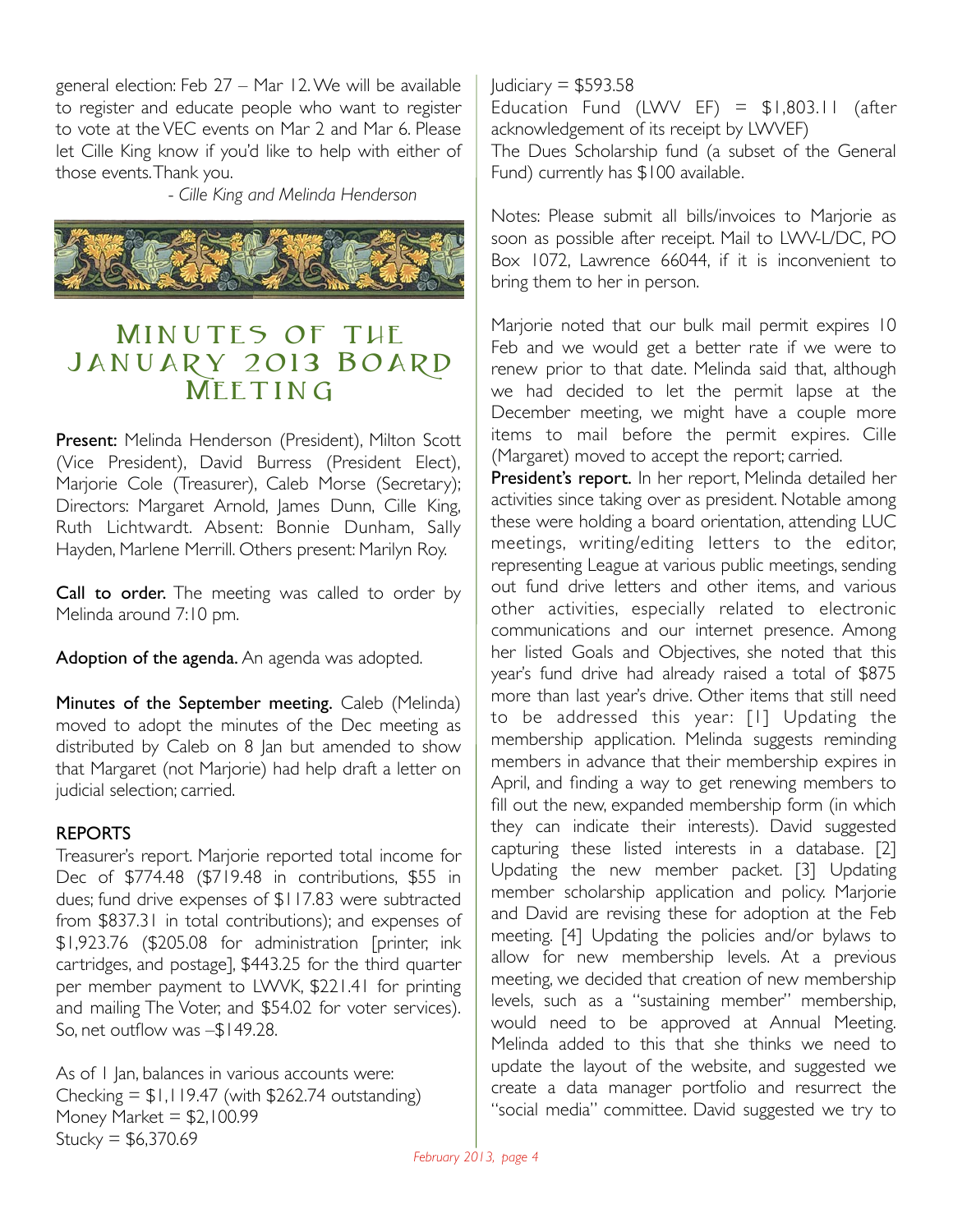general election: Feb 27 – Mar 12. We will be available to register and educate people who want to register to vote at the VEC events on Mar 2 and Mar 6. Please let Cille King know if you'd like to help with either of those events. Thank you.

*- Cille King and Melinda Henderson*

# Minutes of the January 2013 Board Meeting

**Present:** Melinda Henderson (President), Milton Scott (Vice President), David Burress (President Elect), Marjorie Cole (Treasurer), Caleb Morse (Secretary); Directors: Margaret Arnold, James Dunn, Cille King, Ruth Lichtwardt. Absent: Bonnie Dunham, Sally Hayden, Marlene Merrill. Others present: Marilyn Roy.

**Call to order.** The meeting was called to order by Melinda around 7:10 pm.

**Adoption of the agenda.** An agenda was adopted.

**Minutes of the September meeting.** Caleb (Melinda) moved to adopt the minutes of the Dec meeting as distributed by Caleb on 8 Jan but amended to show that Margaret (not Marjorie) had help draft a letter on judicial selection; carried.

**REPORTS**

Treasurer's report. Marjorie reported total income for Dec of $774.48 ($719.48 in contributions, $55 in dues; fund drive expenses of $117.83 were subtracted from $837.31 in total contributions); and expenses of $1,923.76 ($205.08 for administration [printer, ink cartridges, and postage], $443.25 for the third quarter per member payment to LWVK, $221.41 for printing and mailing The Voter, and $54.02 for voter services). So, net outflow was –$149.28.

As of 1 Jan, balances in various accounts were:
Checking = $1,119.47 (with $262.74 outstanding)
Money Market = $2,100.99
Stucky = $6,370.69
Judiciary = $593.58
Education Fund (LWV EF) = $1,803.11 (after acknowledgement of its receipt by LWVEF)
The Dues Scholarship fund (a subset of the General Fund) currently has $100 available.

Notes: Please submit all bills/invoices to Marjorie as soon as possible after receipt. Mail to LWV-L/DC, PO Box 1072, Lawrence 66044, if it is inconvenient to bring them to her in person.

Marjorie noted that our bulk mail permit expires 10 Feb and we would get a better rate if we were to renew prior to that date. Melinda said that, although we had decided to let the permit lapse at the December meeting, we might have a couple more items to mail before the permit expires. Cille (Margaret) moved to accept the report; carried.

**President's report.** In her report, Melinda detailed her activities since taking over as president. Notable among these were holding a board orientation, attending LUC meetings, writing/editing letters to the editor, representing League at various public meetings, sending out fund drive letters and other items, and various other activities, especially related to electronic communications and our internet presence. Among her listed Goals and Objectives, she noted that this year's fund drive had already raised a total of $875 more than last year's drive. Other items that still need to be addressed this year: [1] Updating the membership application. Melinda suggests reminding members in advance that their membership expires in April, and finding a way to get renewing members to fill out the new, expanded membership form (in which they can indicate their interests). David suggested capturing these listed interests in a database. [2] Updating the new member packet. [3] Updating member scholarship application and policy. Marjorie and David are revising these for adoption at the Feb meeting. [4] Updating the policies and/or bylaws to allow for new membership levels. At a previous meeting, we decided that creation of new membership levels, such as a "sustaining member" membership, would need to be approved at Annual Meeting. Melinda added to this that she thinks we need to update the layout of the website, and suggested we create a data manager portfolio and resurrect the "social media" committee. David suggested we try to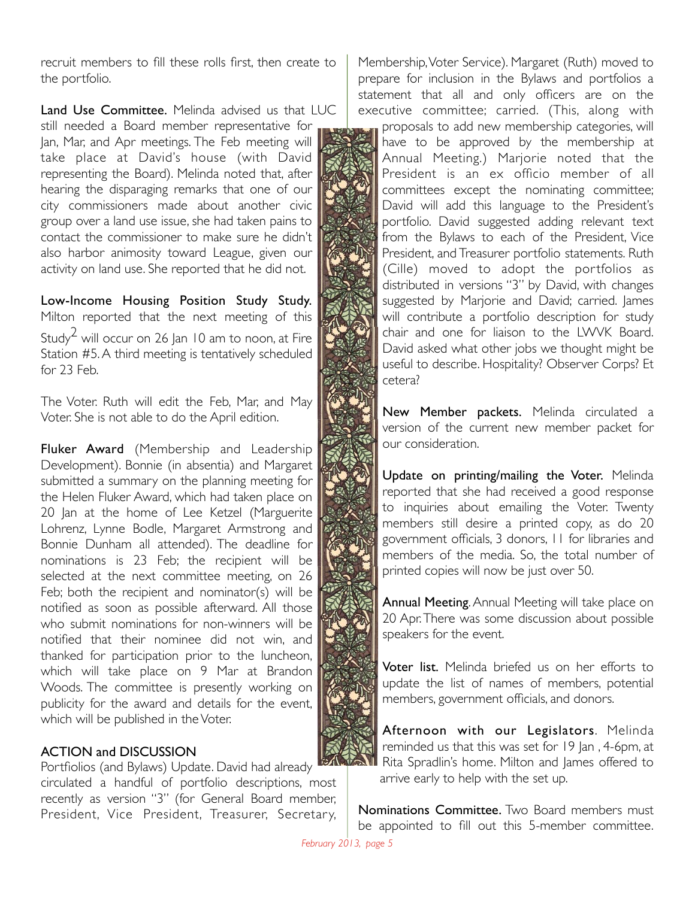recruit members to fill these rolls first, then create to the portfolio.

**Land Use Committee.** Melinda advised us that LUC still needed a Board member representative for Jan, Mar, and Apr meetings. The Feb meeting will take place at David's house (with David representing the Board). Melinda noted that, after hearing the disparaging remarks that one of our city commissioners made about another civic group over a land use issue, she had taken pains to contact the commissioner to make sure he didn't also harbor animosity toward League, given our activity on land use. She reported that he did not.

**Low-Income Housing Position Study Study.** Milton reported that the next meeting of this Study[2] will occur on 26 Jan 10 am to noon, at Fire Station #5. A third meeting is tentatively scheduled for 23 Feb.

The Voter. Ruth will edit the Feb, Mar, and May Voter. She is not able to do the April edition.

**Fluker Award** (Membership and Leadership Development). Bonnie (in absentia) and Margaret submitted a summary on the planning meeting for the Helen Fluker Award, which had taken place on 20 Jan at the home of Lee Ketzel (Marguerite Lohrenz, Lynne Bodle, Margaret Armstrong and Bonnie Dunham all attended). The deadline for nominations is 23 Feb; the recipient will be selected at the next committee meeting, on 26 Feb; both the recipient and nominator(s) will be notified as soon as possible afterward. All those who submit nominations for non-winners will be notified that their nominee did not win, and thanked for participation prior to the luncheon, which will take place on 9 Mar at Brandon Woods. The committee is presently working on publicity for the award and details for the event, which will be published in the Voter.

## ACTION and DISCUSSION

Portfiolios (and Bylaws) Update. David had already circulated a handful of portfolio descriptions, most recently as version "3" (for General Board member, President, Vice President, Treasurer, Secretary, Membership, Voter Service). Margaret (Ruth) moved to prepare for inclusion in the Bylaws and portfolios a statement that all and only officers are on the executive committee; carried. (This, along with proposals to add new membership categories, will have to be approved by the membership at Annual Meeting.) Marjorie noted that the President is an ex officio member of all committees except the nominating committee; David will add this language to the President's portfolio. David suggested adding relevant text from the Bylaws to each of the President, Vice President, and Treasurer portfolio statements. Ruth (Cille) moved to adopt the portfolios as distributed in versions "3" by David, with changes suggested by Marjorie and David; carried. James will contribute a portfolio description for study chair and one for liaison to the LWVK Board. David asked what other jobs we thought might be useful to describe. Hospitality? Observer Corps? Et cetera?

**New Member packets.** Melinda circulated a version of the current new member packet for our consideration.

**Update on printing/mailing the Voter.** Melinda reported that she had received a good response to inquiries about emailing the Voter. Twenty members still desire a printed copy, as do 20 government officials, 3 donors, 11 for libraries and members of the media. So, the total number of printed copies will now be just over 50.

**Annual Meeting**. Annual Meeting will take place on 20 Apr. There was some discussion about possible speakers for the event.

**Voter list.** Melinda briefed us on her efforts to update the list of names of members, potential members, government officials, and donors.

**Afternoon with our Legislators**. Melinda reminded us that this was set for 19 Jan , 4-6pm, at Rita Spradlin's home. Milton and James offered to arrive early to help with the set up.

**Nominations Committee.** Two Board members must be appointed to fill out this 5-member committee.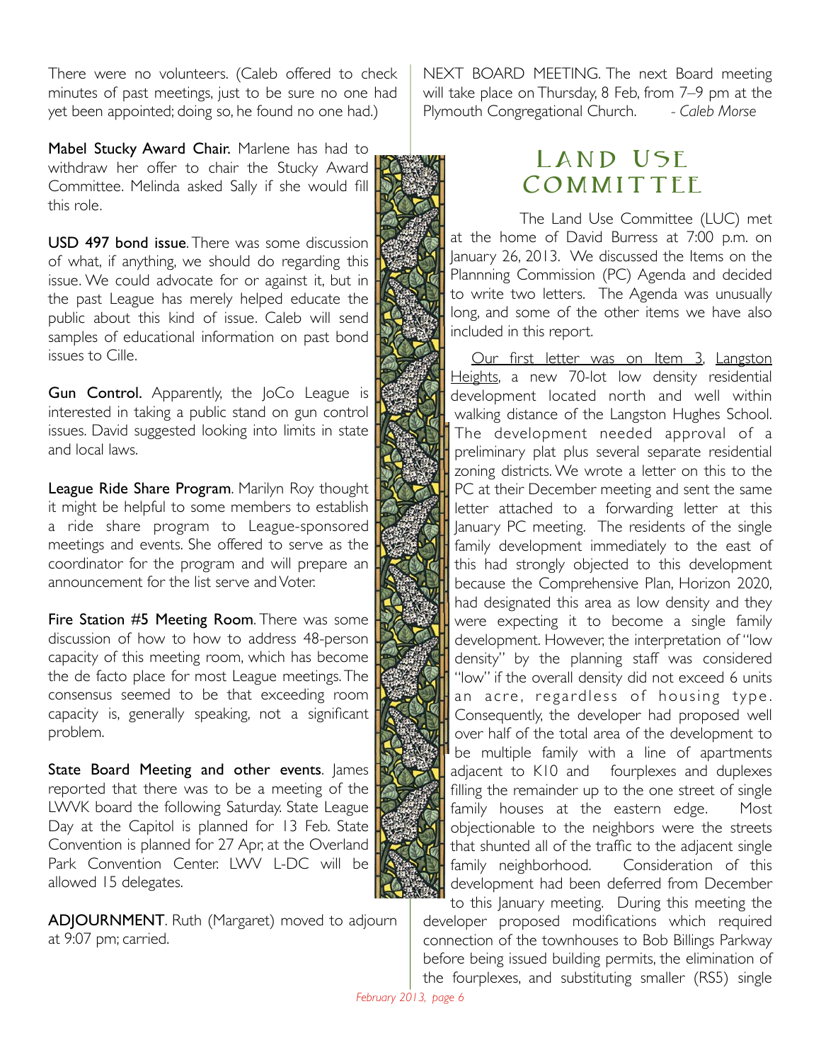There were no volunteers. (Caleb offered to check minutes of past meetings, just to be sure no one had yet been appointed; doing so, he found no one had.)

**Mabel Stucky Award Chair.** Marlene has had to withdraw her offer to chair the Stucky Award Committee. Melinda asked Sally if she would fill this role.

**USD 497 bond issue**. There was some discussion of what, if anything, we should do regarding this issue. We could advocate for or against it, but in the past League has merely helped educate the public about this kind of issue. Caleb will send samples of educational information on past bond issues to Cille.

**Gun Control.** Apparently, the JoCo League is interested in taking a public stand on gun control issues. David suggested looking into limits in state and local laws.

**League Ride Share Program**. Marilyn Roy thought it might be helpful to some members to establish a ride share program to League-sponsored meetings and events. She offered to serve as the coordinator for the program and will prepare an announcement for the list serve and Voter.

**Fire Station #5 Meeting Room**. There was some discussion of how to how to address 48-person capacity of this meeting room, which has become the de facto place for most League meetings. The consensus seemed to be that exceeding room capacity is, generally speaking, not a significant problem.

**State Board Meeting and other events**. James reported that there was to be a meeting of the LWVK board the following Saturday. State League Day at the Capitol is planned for 13 Feb. State Convention is planned for 27 Apr, at the Overland Park Convention Center. LWV L-DC will be allowed 15 delegates.

**ADJOURNMENT**. Ruth (Margaret) moved to adjourn at 9:07 pm; carried.

NEXT BOARD MEETING. The next Board meeting will take place on Thursday, 8 Feb, from 7–9 pm at the Plymouth Congregational Church. *- Caleb Morse*

## Land Use Committee

The Land Use Committee (LUC) met at the home of David Burress at 7:00 p.m. on January 26, 2013. We discussed the Items on the Plannning Commission (PC) Agenda and decided to write two letters. The Agenda was unusually long, and some of the other items we have also included in this report.

Our first letter was on Item 3, Langston Heights, a new 70-lot low density residential development located north and well within walking distance of the Langston Hughes School. The development needed approval of a preliminary plat plus several separate residential zoning districts. We wrote a letter on this to the PC at their December meeting and sent the same letter attached to a forwarding letter at this January PC meeting. The residents of the single family development immediately to the east of this had strongly objected to this development because the Comprehensive Plan, Horizon 2020, had designated this area as low density and they were expecting it to become a single family development. However, the interpretation of "low density" by the planning staff was considered "low" if the overall density did not exceed 6 units an acre, regardless of housing type. Consequently, the developer had proposed well over half of the total area of the development to be multiple family with a line of apartments adjacent to K10 and fourplexes and duplexes filling the remainder up to the one street of single family houses at the eastern edge. Most objectionable to the neighbors were the streets that shunted all of the traffic to the adjacent single family neighborhood. Consideration of this development had been deferred from December to this January meeting. During this meeting the developer proposed modifications which required connection of the townhouses to Bob Billings Parkway before being issued building permits, the elimination of the fourplexes, and substituting smaller (RS5) single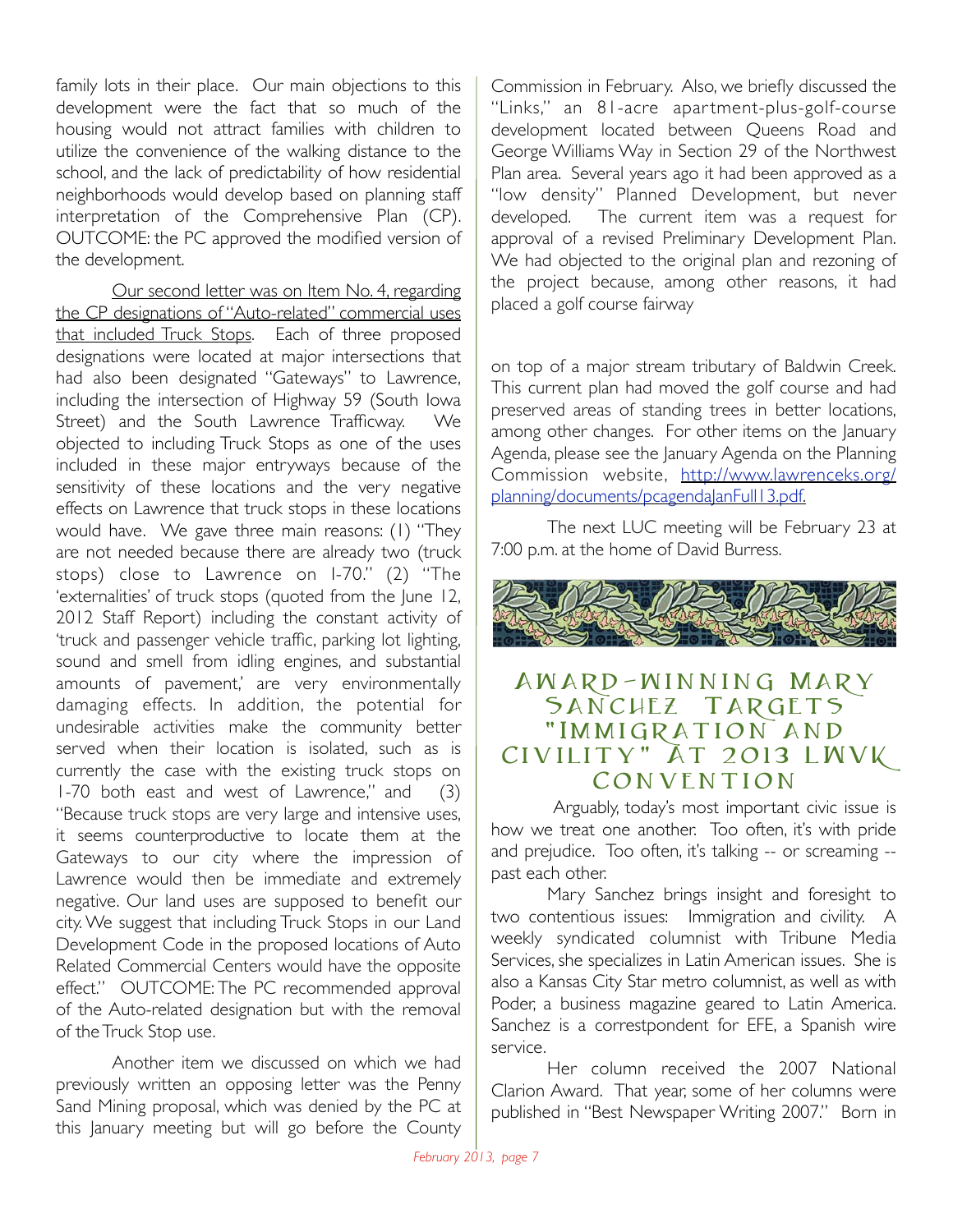family lots in their place. Our main objections to this development were the fact that so much of the housing would not attract families with children to utilize the convenience of the walking distance to the school, and the lack of predictability of how residential neighborhoods would develop based on planning staff interpretation of the Comprehensive Plan (CP). OUTCOME: the PC approved the modified version of the development.

Our second letter was on Item No. 4, regarding the CP designations of "Auto-related" commercial uses that included Truck Stops. Each of three proposed designations were located at major intersections that had also been designated "Gateways" to Lawrence, including the intersection of Highway 59 (South Iowa Street) and the South Lawrence Trafficway. We objected to including Truck Stops as one of the uses included in these major entryways because of the sensitivity of these locations and the very negative effects on Lawrence that truck stops in these locations would have. We gave three main reasons: (1) "They are not needed because there are already two (truck stops) close to Lawrence on I-70." (2) "The 'externalities' of truck stops (quoted from the June 12, 2012 Staff Report) including the constant activity of 'truck and passenger vehicle traffic, parking lot lighting, sound and smell from idling engines, and substantial amounts of pavement,' are very environmentally damaging effects. In addition, the potential for undesirable activities make the community better served when their location is isolated, such as is currently the case with the existing truck stops on I-70 both east and west of Lawrence," and (3) "Because truck stops are very large and intensive uses, it seems counterproductive to locate them at the Gateways to our city where the impression of Lawrence would then be immediate and extremely negative. Our land uses are supposed to benefit our city. We suggest that including Truck Stops in our Land Development Code in the proposed locations of Auto Related Commercial Centers would have the opposite effect." OUTCOME: The PC recommended approval of the Auto-related designation but with the removal of the Truck Stop use.

Another item we discussed on which we had previously written an opposing letter was the Penny Sand Mining proposal, which was denied by the PC at this January meeting but will go before the County Commission in February. Also, we briefly discussed the "Links," an 81-acre apartment-plus-golf-course development located between Queens Road and George Williams Way in Section 29 of the Northwest Plan area. Several years ago it had been approved as a "low density" Planned Development, but never developed. The current item was a request for approval of a revised Preliminary Development Plan. We had objected to the original plan and rezoning of the project because, among other reasons, it had placed a golf course fairway on top of a major stream tributary of Baldwin Creek. This current plan had moved the golf course and had preserved areas of standing trees in better locations, among other changes. For other items on the January Agenda, please see the January Agenda on the Planning Commission website, http://www.lawrenceks.org/planning/documents/pcagendaJanFull13.pdf.

The next LUC meeting will be February 23 at 7:00 p.m. at the home of David Burress.

## Award-Winning Mary Sanchez Targets "Immigration and Civility" at 2013 LWVK Convention

Arguably, today's most important civic issue is how we treat one another. Too often, it's with pride and prejudice. Too often, it's talking -- or screaming -- past each other.

Mary Sanchez brings insight and foresight to two contentious issues: Immigration and civility. A weekly syndicated columnist with Tribune Media Services, she specializes in Latin American issues. She is also a Kansas City Star metro columnist, as well as with Poder, a business magazine geared to Latin America. Sanchez is a correstpondent for EFE, a Spanish wire service.

Her column received the 2007 National Clarion Award. That year, some of her columns were published in "Best Newspaper Writing 2007." Born in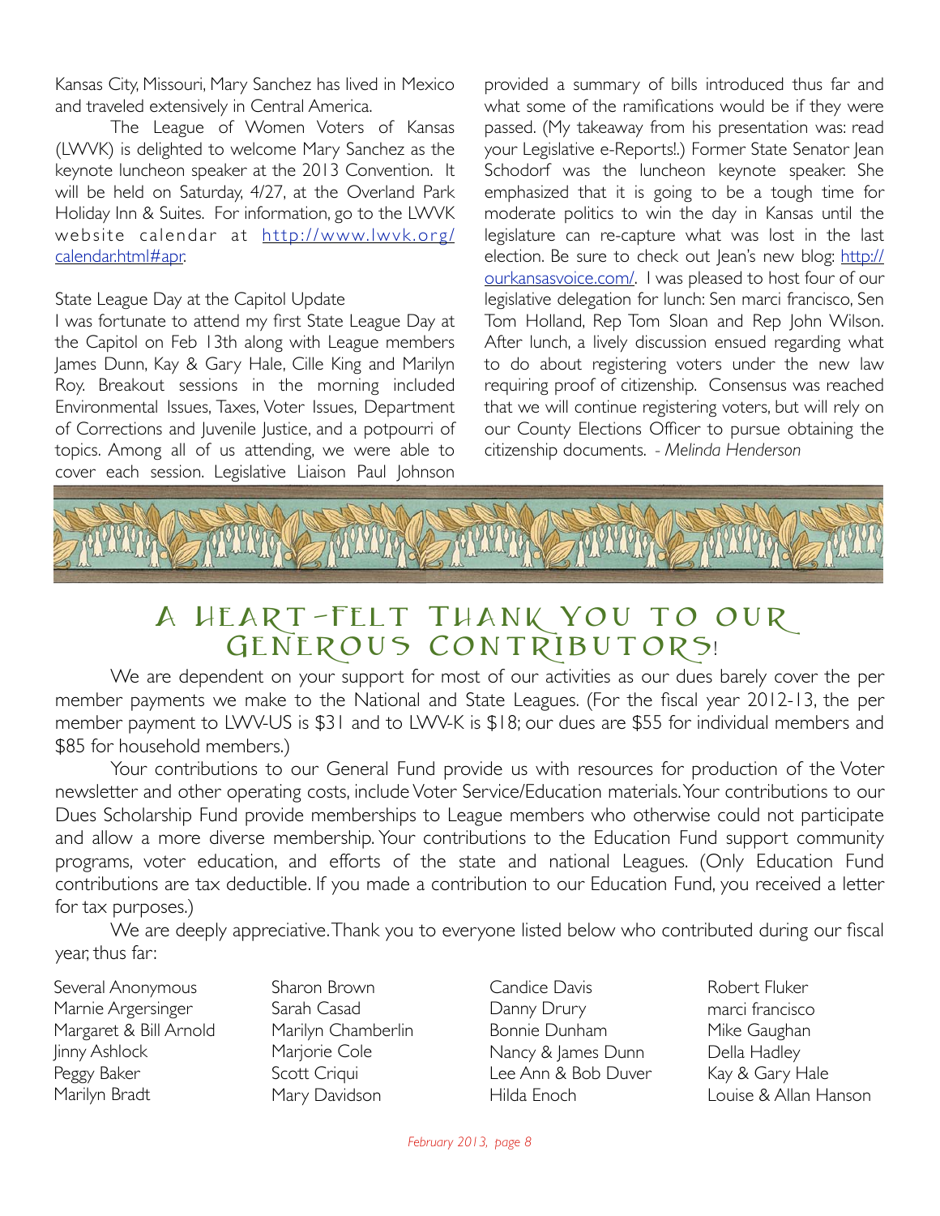Kansas City, Missouri, Mary Sanchez has lived in Mexico and traveled extensively in Central America.

The League of Women Voters of Kansas (LWVK) is delighted to welcome Mary Sanchez as the keynote luncheon speaker at the 2013 Convention. It will be held on Saturday, 4/27, at the Overland Park Holiday Inn & Suites. For information, go to the LWVK website calendar at http://www.lwvk.org/calendar.html#apr.

State League Day at the Capitol Update

I was fortunate to attend my first State League Day at the Capitol on Feb 13th along with League members James Dunn, Kay & Gary Hale, Cille King and Marilyn Roy. Breakout sessions in the morning included Environmental Issues, Taxes, Voter Issues, Department of Corrections and Juvenile Justice, and a potpourri of topics. Among all of us attending, we were able to cover each session. Legislative Liaison Paul Johnson provided a summary of bills introduced thus far and what some of the ramifications would be if they were passed. (My takeaway from his presentation was: read your Legislative e-Reports!.) Former State Senator Jean Schodorf was the luncheon keynote speaker. She emphasized that it is going to be a tough time for moderate politics to win the day in Kansas until the legislature can re-capture what was lost in the last election. Be sure to check out Jean's new blog: http://ourkansasvoice.com/. I was pleased to host four of our legislative delegation for lunch: Sen marci francisco, Sen Tom Holland, Rep Tom Sloan and Rep John Wilson. After lunch, a lively discussion ensued regarding what to do about registering voters under the new law requiring proof of citizenship. Consensus was reached that we will continue registering voters, but will rely on our County Elections Officer to pursue obtaining the citizenship documents. *- Melinda Henderson*

## A Heart-Felt Thank You to Our Generous Contributors!

We are dependent on your support for most of our activities as our dues barely cover the per member payments we make to the National and State Leagues. (For the fiscal year 2012-13, the per member payment to LWV-US is $31 and to LWV-K is $18; our dues are $55 for individual members and $85 for household members.)

Your contributions to our General Fund provide us with resources for production of the Voter newsletter and other operating costs, include Voter Service/Education materials. Your contributions to our Dues Scholarship Fund provide memberships to League members who otherwise could not participate and allow a more diverse membership. Your contributions to the Education Fund support community programs, voter education, and efforts of the state and national Leagues. (Only Education Fund contributions are tax deductible. If you made a contribution to our Education Fund, you received a letter for tax purposes.)

We are deeply appreciative. Thank you to everyone listed below who contributed during our fiscal year, thus far:

Several Anonymous
Marnie Argersinger
Margaret & Bill Arnold
Jinny Ashlock
Peggy Baker
Marilyn Bradt
Sharon Brown
Sarah Casad
Marilyn Chamberlin
Marjorie Cole
Scott Criqui
Mary Davidson
Candice Davis
Danny Drury
Bonnie Dunham
Nancy & James Dunn
Lee Ann & Bob Duver
Hilda Enoch
Robert Fluker
marci francisco
Mike Gaughan
Della Hadley
Kay & Gary Hale
Louise & Allan Hanson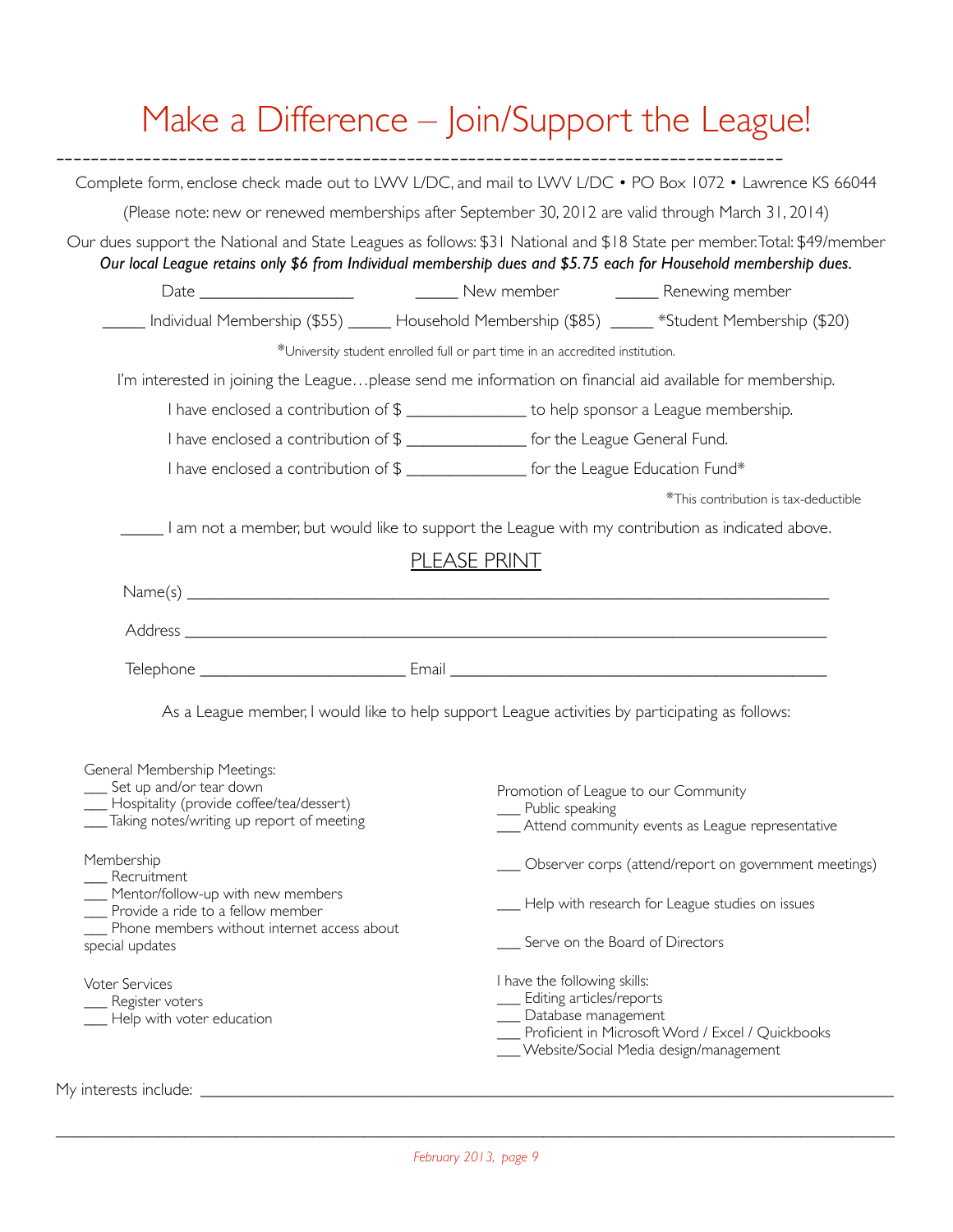# Make a Difference – Join/Support the League!

Complete form, enclose check made out to LWV L/DC, and mail to LWV L/DC • PO Box 1072 • Lawrence KS 66044

(Please note: new or renewed memberships after September 30, 2012 are valid through March 31, 2014)

Our dues support the National and State Leagues as follows: $31 National and $18 State per member. Total: $49/member
***Our local League retains only $6 from Individual membership dues and $5.75 each for Household membership dues.***

Date __________________ _____ New member _____ Renewing member

_____ Individual Membership ($55) _____ Household Membership ($85) _____ *Student Membership ($20)

*University student enrolled full or part time in an accredited institution.

I'm interested in joining the League…please send me information on financial aid available for membership.

I have enclosed a contribution of $ ______________ to help sponsor a League membership.

I have enclosed a contribution of $ ______________ for the League General Fund.

I have enclosed a contribution of $ ______________ for the League Education Fund*

*This contribution is tax-deductible

_____ I am not a member, but would like to support the League with my contribution as indicated above.

PLEASE PRINT

Name(s) ____________________________________________________________________________

Address ____________________________________________________________________________

Telephone _______________________ Email __________________________________________

As a League member, I would like to help support League activities by participating as follows:

General Membership Meetings:
___ Set up and/or tear down
___ Hospitality (provide coffee/tea/dessert)
___ Taking notes/writing up report of meeting

Membership
___ Recruitment
___ Mentor/follow-up with new members
___ Provide a ride to a fellow member
___ Phone members without internet access about special updates

Voter Services
___ Register voters
___ Help with voter education

Promotion of League to our Community
___ Public speaking
___ Attend community events as League representative

___ Observer corps (attend/report on government meetings)

___ Help with research for League studies on issues

___ Serve on the Board of Directors

I have the following skills:
___ Editing articles/reports
___ Database management
___ Proficient in Microsoft Word / Excel / Quickbooks
___ Website/Social Media design/management

My interests include: ____________________________________________________________________

________________________________________________________________________________________